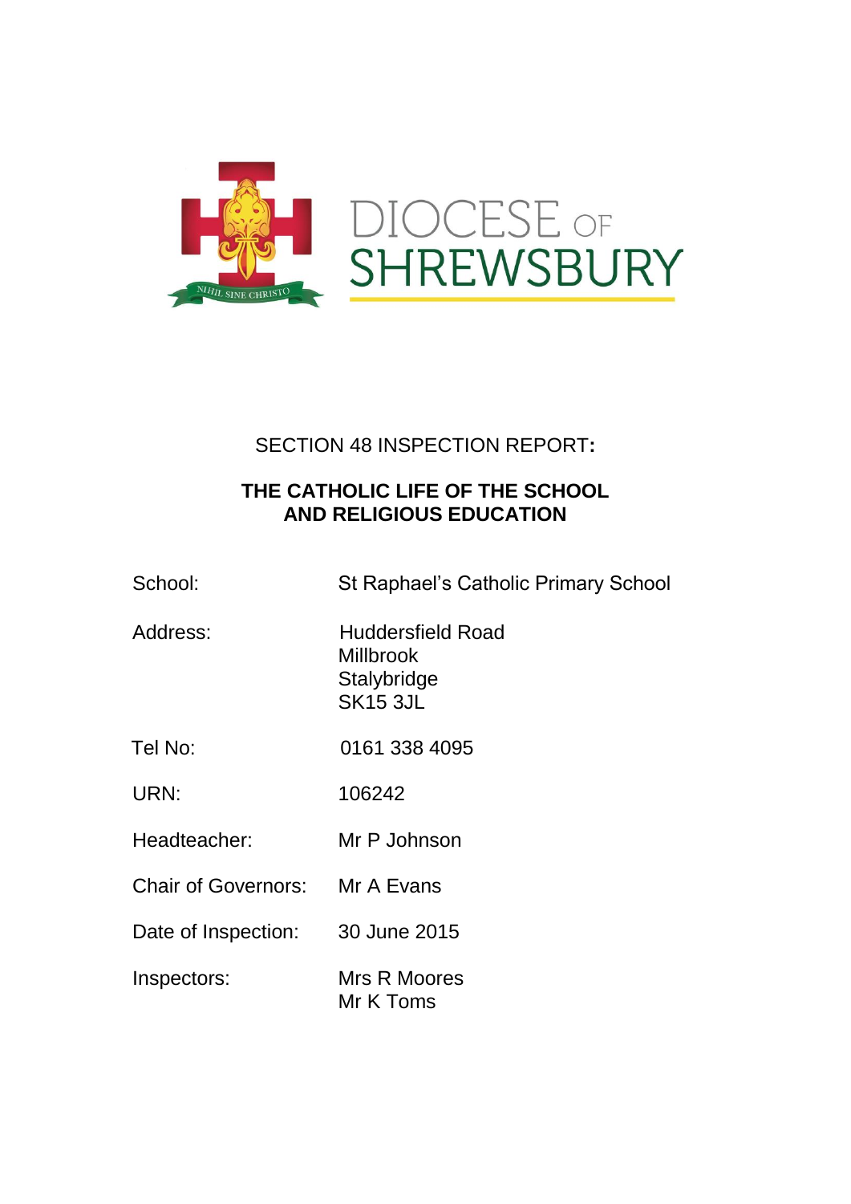DIOCESE OF SHREWSBURY

NIHIL SINE CHRISTO

SECTION 48 INSPECTION REPORT:

**THE CATHOLIC LIFE OF THE SCHOOL AND RELIGIOUS EDUCATION**

| | |
|---|---|
| School: | St Raphael's Catholic Primary School |
| Address: | Huddersfield Road<br>Millbrook<br>Stalybridge<br>SK15 3JL |
| Tel No: | 0161 338 4095 |
| URN: | 106242 |
| Headteacher: | Mr P Johnson |
| Chair of Governors: | Mr A Evans |
| Date of Inspection: | 30 June 2015 |
| Inspectors: | Mrs R Moores<br>Mr K Toms |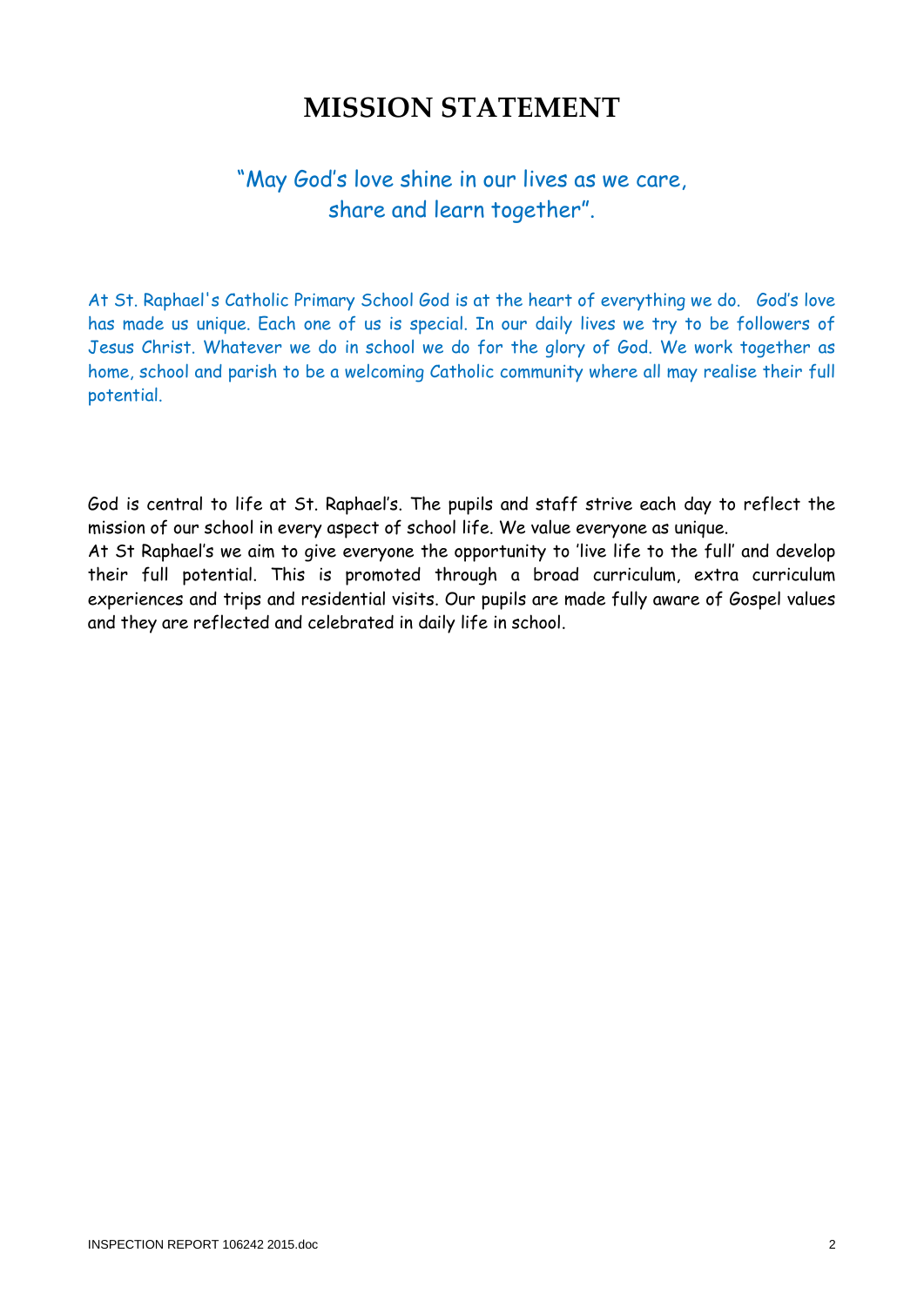# MISSION STATEMENT

"May God's love shine in our lives as we care, share and learn together".

At St. Raphael's Catholic Primary School God is at the heart of everything we do. God's love has made us unique. Each one of us is special. In our daily lives we try to be followers of Jesus Christ. Whatever we do in school we do for the glory of God. We work together as home, school and parish to be a welcoming Catholic community where all may realise their full potential.

God is central to life at St. Raphael's. The pupils and staff strive each day to reflect the mission of our school in every aspect of school life. We value everyone as unique.

At St Raphael's we aim to give everyone the opportunity to 'live life to the full' and develop their full potential. This is promoted through a broad curriculum, extra curriculum experiences and trips and residential visits. Our pupils are made fully aware of Gospel values and they are reflected and celebrated in daily life in school.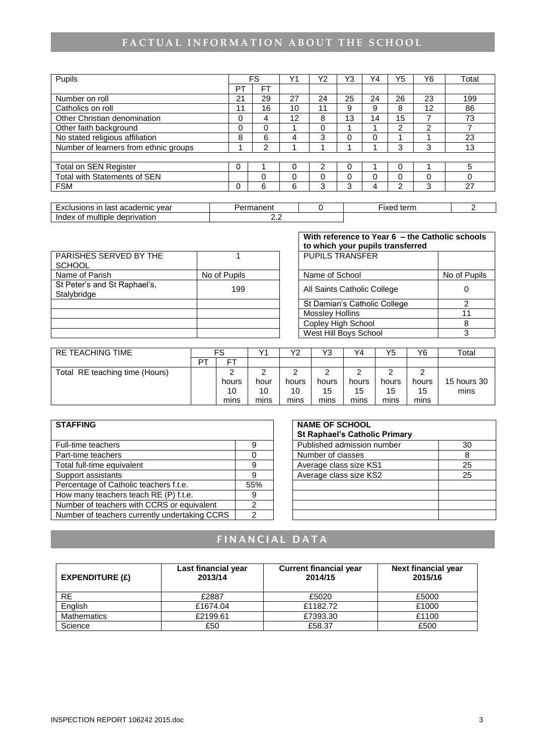## FACTUAL INFORMATION ABOUT THE SCHOOL

| Pupils | FS | | Y1 | Y2 | Y3 | Y4 | Y5 | Y6 | Total |
|---|---|---|---|---|---|---|---|---|---|
| | PT | FT | | | | | | | |
| Number on roll | 21 | 29 | 27 | 24 | 25 | 24 | 26 | 23 | 199 |
| Catholics on roll | 11 | 16 | 10 | 11 | 9 | 9 | 8 | 12 | 86 |
| Other Christian denomination | 0 | 4 | 12 | 8 | 13 | 14 | 15 | 7 | 73 |
| Other faith background | 0 | 0 | 1 | 0 | 1 | 1 | 2 | 2 | 7 |
| No stated religious affiliation | 8 | 6 | 4 | 3 | 0 | 0 | 1 | 1 | 23 |
| Number of learners from ethnic groups | 1 | 2 | 1 | 1 | 1 | 1 | 3 | 3 | 13 |
| | | | | | | | | | |
| Total on SEN Register | 0 | 1 | 0 | 2 | 0 | 1 | 0 | 1 | 5 |
| Total with Statements of SEN | | 0 | 0 | 0 | 0 | 0 | 0 | 0 | 0 |
| FSM | 0 | 6 | 6 | 3 | 3 | 4 | 2 | 3 | 27 |

| Exclusions in last academic year | Permanent | 0 | Fixed term | 2 |
|---|---|---|---|---|
| Index of multiple deprivation | 2.2 | | | |

| PARISHES SERVED BY THE SCHOOL | 1 |
|---|---|
| Name of Parish | No of Pupils |
| St Peter's and St Raphael's, Stalybridge | 199 |

| With reference to Year 6 – the Catholic schools to which your pupils transferred | |
|---|---|
| PUPILS TRANSFER | |
| Name of School | No of Pupils |
| All Saints Catholic College | 0 |
| St Damian's Catholic College | 2 |
| Mossley Hollins | 11 |
| Copley High School | 8 |
| West Hill Boys School | 3 |

| RE TEACHING TIME | FS | | Y1 | Y2 | Y3 | Y4 | Y5 | Y6 | Total |
|---|---|---|---|---|---|---|---|---|---|
| | PT | FT | | | | | | | |
| Total RE teaching time (Hours) | | 2 hours 10 mins | 2 hour 10 mins | 2 hours 10 mins | 2 hours 15 mins | 2 hours 15 mins | 2 hours 15 mins | 2 hours 15 mins | 15 hours 30 mins |

| STAFFING | |
|---|---|
| Full-time teachers | 9 |
| Part-time teachers | 0 |
| Total full-time equivalent | 9 |
| Support assistants | 9 |
| Percentage of Catholic teachers f.t.e. | 55% |
| How many teachers teach RE (P) f.t.e. | 9 |
| Number of teachers with CCRS or equivalent | 2 |
| Number of teachers currently undertaking CCRS | 2 |

| NAME OF SCHOOL<br>**St Raphael's Catholic Primary** | |
|---|---|
| Published admission number | 30 |
| Number of classes | 8 |
| Average class size KS1 | 25 |
| Average class size KS2 | 25 |

## FINANCIAL DATA

| EXPENDITURE (£) | Last financial year 2013/14 | Current financial year 2014/15 | Next financial year 2015/16 |
|---|---|---|---|
| RE | £2887 | £5020 | £5000 |
| English | £1674.04 | £1182.72 | £1000 |
| Mathematics | £2199.61 | £7393.30 | £1100 |
| Science | £50 | £58.37 | £500 |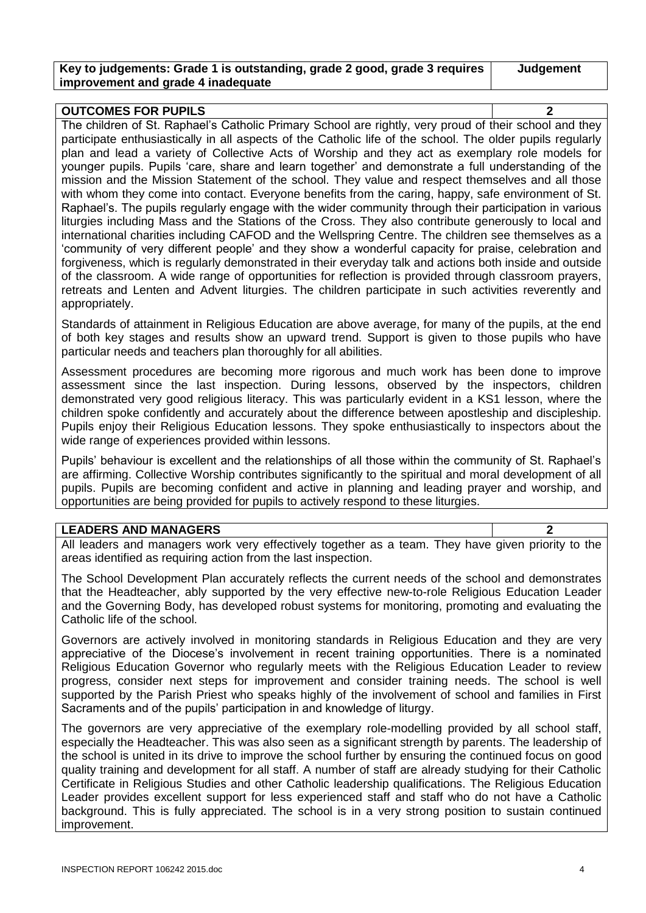| Key to judgements: Grade 1 is outstanding, grade 2 good, grade 3 requires improvement and grade 4 inadequate | Judgement |
| --- | --- |

| OUTCOMES FOR PUPILS | 2 |
| --- | --- |

The children of St. Raphael's Catholic Primary School are rightly, very proud of their school and they participate enthusiastically in all aspects of the Catholic life of the school. The older pupils regularly plan and lead a variety of Collective Acts of Worship and they act as exemplary role models for younger pupils. Pupils 'care, share and learn together' and demonstrate a full understanding of the mission and the Mission Statement of the school. They value and respect themselves and all those with whom they come into contact. Everyone benefits from the caring, happy, safe environment of St. Raphael's. The pupils regularly engage with the wider community through their participation in various liturgies including Mass and the Stations of the Cross. They also contribute generously to local and international charities including CAFOD and the Wellspring Centre. The children see themselves as a 'community of very different people' and they show a wonderful capacity for praise, celebration and forgiveness, which is regularly demonstrated in their everyday talk and actions both inside and outside of the classroom. A wide range of opportunities for reflection is provided through classroom prayers, retreats and Lenten and Advent liturgies. The children participate in such activities reverently and appropriately.

Standards of attainment in Religious Education are above average, for many of the pupils, at the end of both key stages and results show an upward trend. Support is given to those pupils who have particular needs and teachers plan thoroughly for all abilities.

Assessment procedures are becoming more rigorous and much work has been done to improve assessment since the last inspection. During lessons, observed by the inspectors, children demonstrated very good religious literacy. This was particularly evident in a KS1 lesson, where the children spoke confidently and accurately about the difference between apostleship and discipleship. Pupils enjoy their Religious Education lessons. They spoke enthusiastically to inspectors about the wide range of experiences provided within lessons.

Pupils' behaviour is excellent and the relationships of all those within the community of St. Raphael's are affirming. Collective Worship contributes significantly to the spiritual and moral development of all pupils. Pupils are becoming confident and active in planning and leading prayer and worship, and opportunities are being provided for pupils to actively respond to these liturgies.

| LEADERS AND MANAGERS | 2 |
| --- | --- |

All leaders and managers work very effectively together as a team. They have given priority to the areas identified as requiring action from the last inspection.

The School Development Plan accurately reflects the current needs of the school and demonstrates that the Headteacher, ably supported by the very effective new-to-role Religious Education Leader and the Governing Body, has developed robust systems for monitoring, promoting and evaluating the Catholic life of the school.

Governors are actively involved in monitoring standards in Religious Education and they are very appreciative of the Diocese's involvement in recent training opportunities. There is a nominated Religious Education Governor who regularly meets with the Religious Education Leader to review progress, consider next steps for improvement and consider training needs. The school is well supported by the Parish Priest who speaks highly of the involvement of school and families in First Sacraments and of the pupils' participation in and knowledge of liturgy.

The governors are very appreciative of the exemplary role-modelling provided by all school staff, especially the Headteacher. This was also seen as a significant strength by parents. The leadership of the school is united in its drive to improve the school further by ensuring the continued focus on good quality training and development for all staff. A number of staff are already studying for their Catholic Certificate in Religious Studies and other Catholic leadership qualifications. The Religious Education Leader provides excellent support for less experienced staff and staff who do not have a Catholic background. This is fully appreciated. The school is in a very strong position to sustain continued improvement.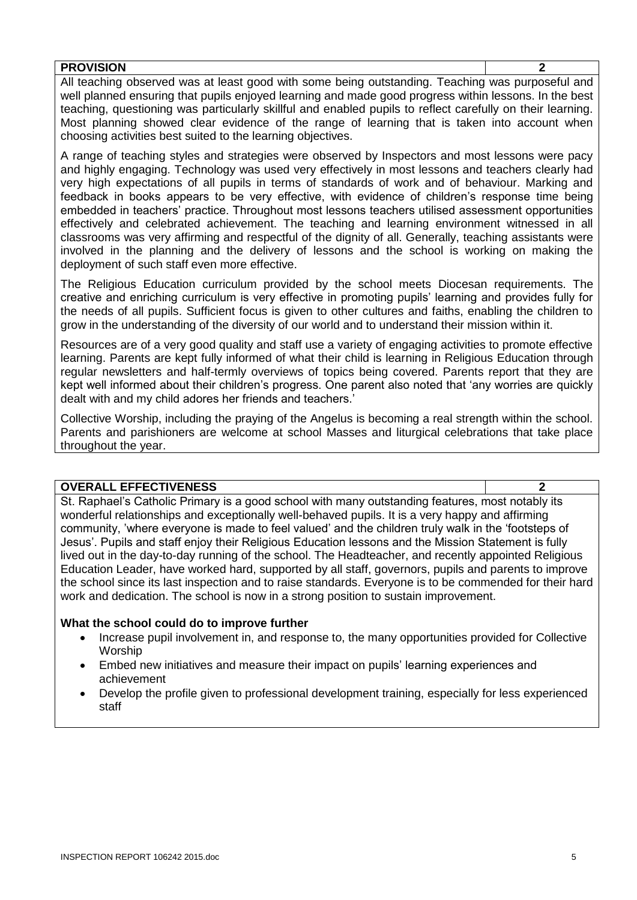| PROVISION | 2 |
|---|---|

All teaching observed was at least good with some being outstanding. Teaching was purposeful and well planned ensuring that pupils enjoyed learning and made good progress within lessons. In the best teaching, questioning was particularly skillful and enabled pupils to reflect carefully on their learning. Most planning showed clear evidence of the range of learning that is taken into account when choosing activities best suited to the learning objectives.

A range of teaching styles and strategies were observed by Inspectors and most lessons were pacy and highly engaging. Technology was used very effectively in most lessons and teachers clearly had very high expectations of all pupils in terms of standards of work and of behaviour. Marking and feedback in books appears to be very effective, with evidence of children's response time being embedded in teachers' practice. Throughout most lessons teachers utilised assessment opportunities effectively and celebrated achievement. The teaching and learning environment witnessed in all classrooms was very affirming and respectful of the dignity of all. Generally, teaching assistants were involved in the planning and the delivery of lessons and the school is working on making the deployment of such staff even more effective.

The Religious Education curriculum provided by the school meets Diocesan requirements. The creative and enriching curriculum is very effective in promoting pupils' learning and provides fully for the needs of all pupils. Sufficient focus is given to other cultures and faiths, enabling the children to grow in the understanding of the diversity of our world and to understand their mission within it.

Resources are of a very good quality and staff use a variety of engaging activities to promote effective learning. Parents are kept fully informed of what their child is learning in Religious Education through regular newsletters and half-termly overviews of topics being covered. Parents report that they are kept well informed about their children's progress. One parent also noted that 'any worries are quickly dealt with and my child adores her friends and teachers.'

Collective Worship, including the praying of the Angelus is becoming a real strength within the school. Parents and parishioners are welcome at school Masses and liturgical celebrations that take place throughout the year.

| OVERALL EFFECTIVENESS | 2 |
|---|---|

St. Raphael's Catholic Primary is a good school with many outstanding features, most notably its wonderful relationships and exceptionally well-behaved pupils. It is a very happy and affirming community, 'where everyone is made to feel valued' and the children truly walk in the 'footsteps of Jesus'. Pupils and staff enjoy their Religious Education lessons and the Mission Statement is fully lived out in the day-to-day running of the school. The Headteacher, and recently appointed Religious Education Leader, have worked hard, supported by all staff, governors, pupils and parents to improve the school since its last inspection and to raise standards. Everyone is to be commended for their hard work and dedication. The school is now in a strong position to sustain improvement.

**What the school could do to improve further**

- Increase pupil involvement in, and response to, the many opportunities provided for Collective Worship
- Embed new initiatives and measure their impact on pupils' learning experiences and achievement
- Develop the profile given to professional development training, especially for less experienced staff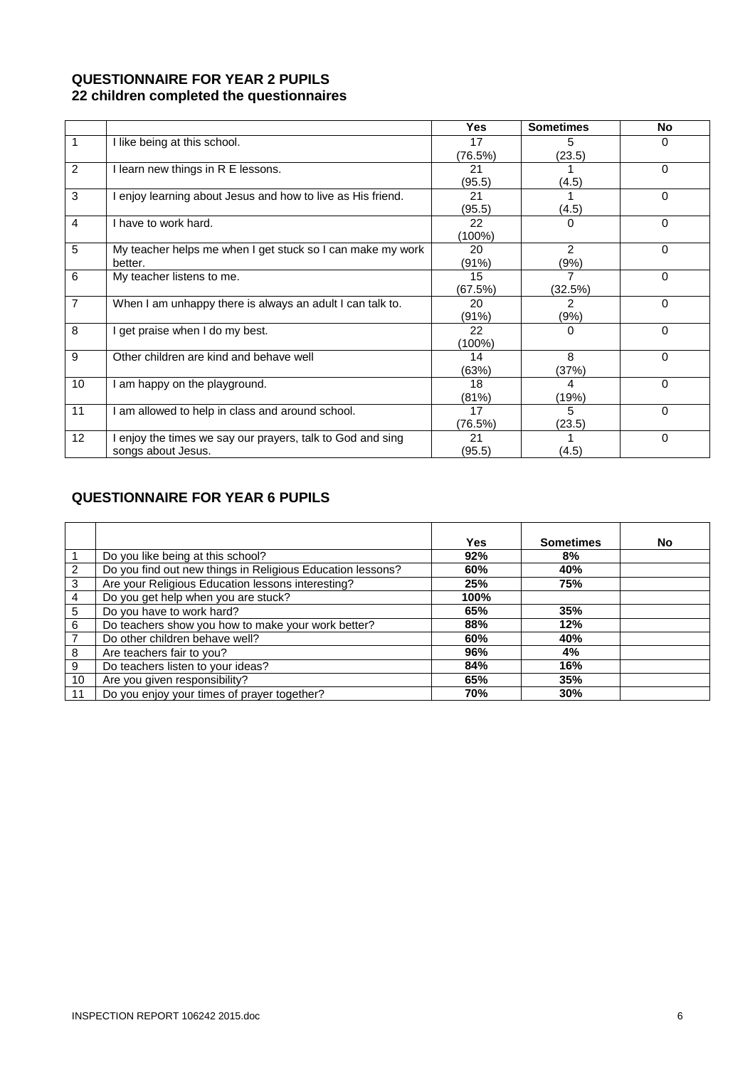**QUESTIONNAIRE FOR YEAR 2 PUPILS**
**22 children completed the questionnaires**

| | | Yes | Sometimes | No |
|---|---|---|---|---|
| 1 | I like being at this school. | 17 (76.5%) | 5 (23.5) | 0 |
| 2 | I learn new things in R E lessons. | 21 (95.5) | 1 (4.5) | 0 |
| 3 | I enjoy learning about Jesus and how to live as His friend. | 21 (95.5) | 1 (4.5) | 0 |
| 4 | I have to work hard. | 22 (100%) | 0 | 0 |
| 5 | My teacher helps me when I get stuck so I can make my work better. | 20 (91%) | 2 (9%) | 0 |
| 6 | My teacher listens to me. | 15 (67.5%) | 7 (32.5%) | 0 |
| 7 | When I am unhappy there is always an adult I can talk to. | 20 (91%) | 2 (9%) | 0 |
| 8 | I get praise when I do my best. | 22 (100%) | 0 | 0 |
| 9 | Other children are kind and behave well | 14 (63%) | 8 (37%) | 0 |
| 10 | I am happy on the playground. | 18 (81%) | 4 (19%) | 0 |
| 11 | I am allowed to help in class and around school. | 17 (76.5%) | 5 (23.5) | 0 |
| 12 | I enjoy the times we say our prayers, talk to God and sing songs about Jesus. | 21 (95.5) | 1 (4.5) | 0 |

**QUESTIONNAIRE FOR YEAR 6 PUPILS**

| | | Yes | Sometimes | No |
|---|---|---|---|---|
| 1 | Do you like being at this school? | **92%** | **8%** | |
| 2 | Do you find out new things in Religious Education lessons? | **60%** | **40%** | |
| 3 | Are your Religious Education lessons interesting? | **25%** | **75%** | |
| 4 | Do you get help when you are stuck? | **100%** | | |
| 5 | Do you have to work hard? | **65%** | **35%** | |
| 6 | Do teachers show you how to make your work better? | **88%** | **12%** | |
| 7 | Do other children behave well? | **60%** | **40%** | |
| 8 | Are teachers fair to you? | **96%** | **4%** | |
| 9 | Do teachers listen to your ideas? | **84%** | **16%** | |
| 10 | Are you given responsibility? | **65%** | **35%** | |
| 11 | Do you enjoy your times of prayer together? | **70%** | **30%** | |